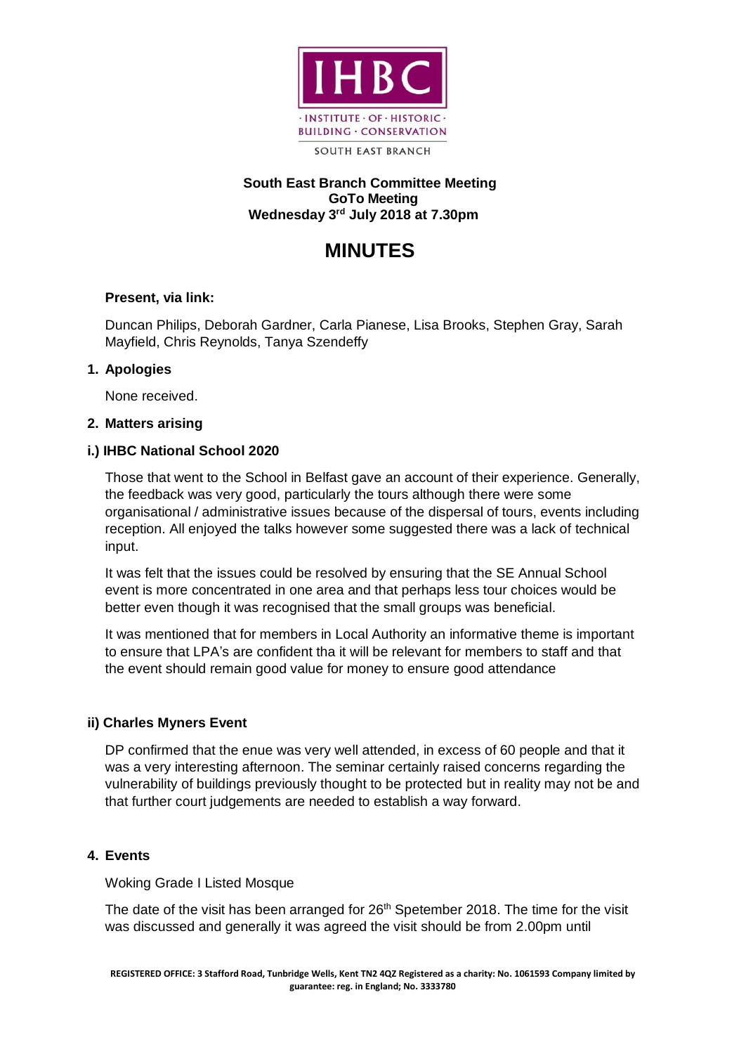**South East Branch Committee Meeting**
**GoTo Meeting**
**Wednesday 3rd July 2018 at 7.30pm**

# MINUTES

**Present, via link:**

Duncan Philips, Deborah Gardner, Carla Pianese, Lisa Brooks, Stephen Gray, Sarah Mayfield, Chris Reynolds, Tanya Szendeffy

## 1. Apologies

None received.

## 2. Matters arising

### i.) IHBC National School 2020

Those that went to the School in Belfast gave an account of their experience. Generally, the feedback was very good, particularly the tours although there were some organisational / administrative issues because of the dispersal of tours, events including reception. All enjoyed the talks however some suggested there was a lack of technical input.

It was felt that the issues could be resolved by ensuring that the SE Annual School event is more concentrated in one area and that perhaps less tour choices would be better even though it was recognised that the small groups was beneficial.

It was mentioned that for members in Local Authority an informative theme is important to ensure that LPA's are confident tha it will be relevant for members to staff and that the event should remain good value for money to ensure good attendance

### ii) Charles Myners Event

DP confirmed that the enue was very well attended, in excess of 60 people and that it was a very interesting afternoon. The seminar certainly raised concerns regarding the vulnerability of buildings previously thought to be protected but in reality may not be and that further court judgements are needed to establish a way forward.

## 4. Events

Woking Grade I Listed Mosque

The date of the visit has been arranged for 26th Spetember 2018. The time for the visit was discussed and generally it was agreed the visit should be from 2.00pm until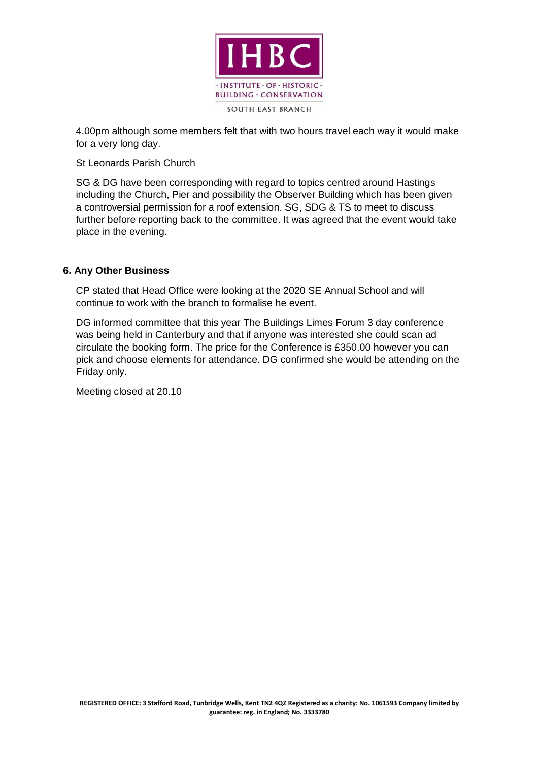4.00pm although some members felt that with two hours travel each way it would make for a very long day.

St Leonards Parish Church

SG & DG have been corresponding with regard to topics centred around Hastings including the Church, Pier and possibility the Observer Building which has been given a controversial permission for a roof extension. SG, SDG & TS to meet to discuss further before reporting back to the committee. It was agreed that the event would take place in the evening.

**6. Any Other Business**

CP stated that Head Office were looking at the 2020 SE Annual School and will continue to work with the branch to formalise he event.

DG informed committee that this year The Buildings Limes Forum 3 day conference was being held in Canterbury and that if anyone was interested she could scan ad circulate the booking form. The price for the Conference is £350.00 however you can pick and choose elements for attendance. DG confirmed she would be attending on the Friday only.

Meeting closed at 20.10